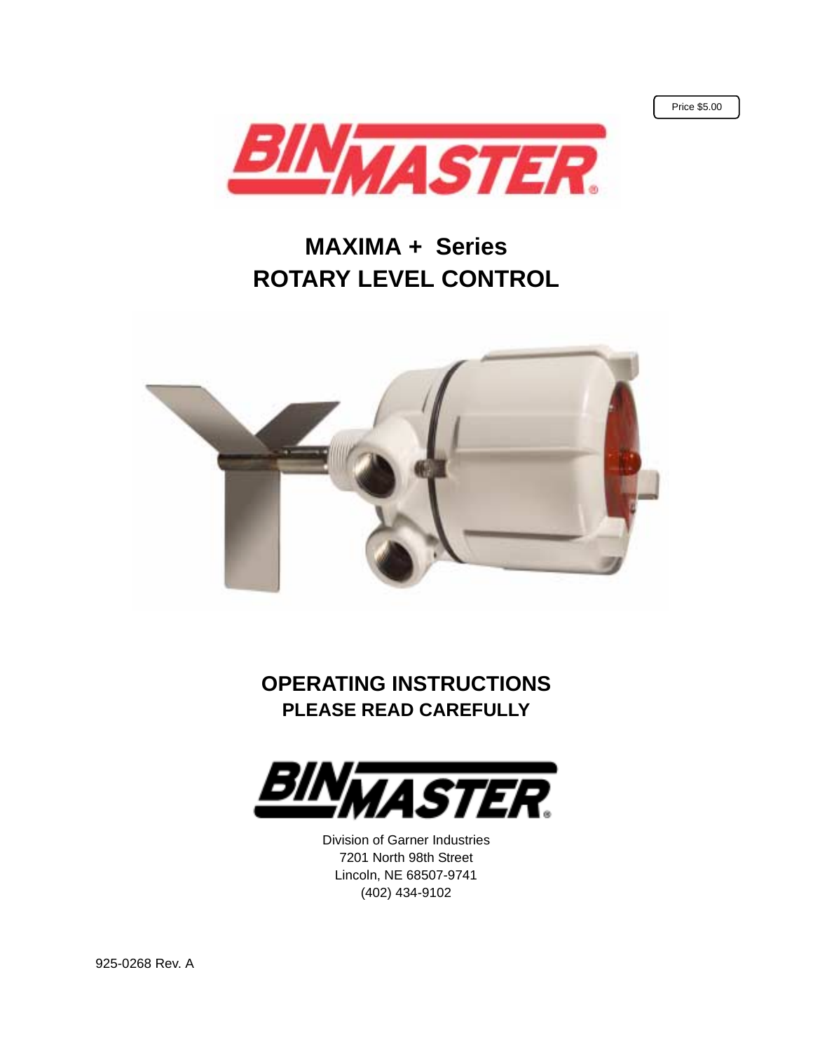Price $5.00

BINMASTER®

# MAXIMA + Series
# ROTARY LEVEL CONTROL

## OPERATING INSTRUCTIONS
### PLEASE READ CAREFULLY

BINMASTER®

Division of Garner Industries
7201 North 98th Street
Lincoln, NE 68507-9741
(402) 434-9102

925-0268 Rev. A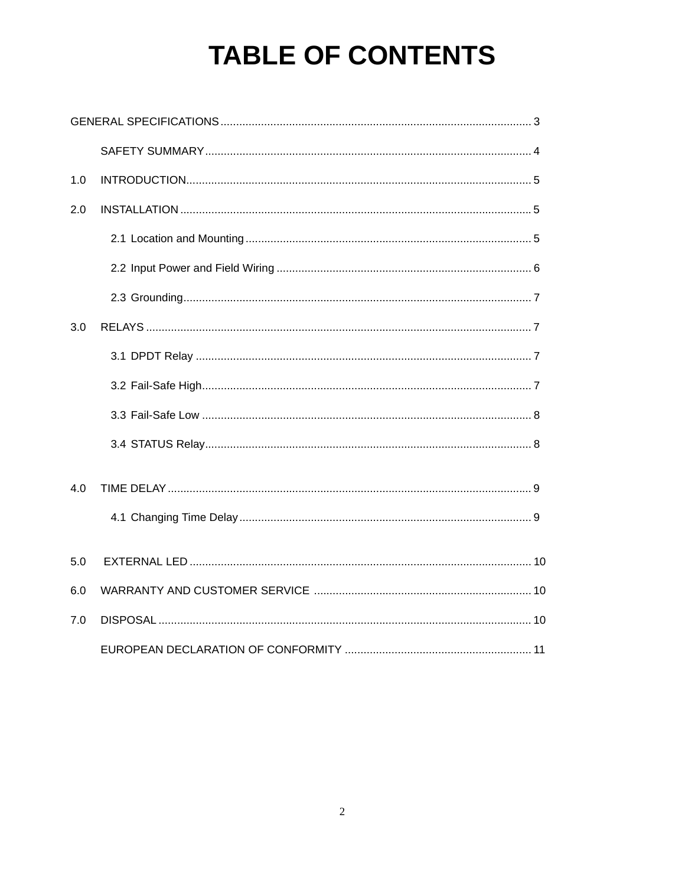# TABLE OF CONTENTS

GENERAL SPECIFICATIONS ........................................ 3

SAFETY SUMMARY ........................................ 4

1.0 INTRODUCTION ........................................ 5

2.0 INSTALLATION ........................................ 5

- 2.1 Location and Mounting ........................................ 5
- 2.2 Input Power and Field Wiring ........................................ 6
- 2.3 Grounding ........................................ 7

3.0 RELAYS ........................................ 7

- 3.1 DPDT Relay ........................................ 7
- 3.2 Fail-Safe High ........................................ 7
- 3.3 Fail-Safe Low ........................................ 8
- 3.4 STATUS Relay ........................................ 8

4.0 TIME DELAY ........................................ 9

- 4.1 Changing Time Delay ........................................ 9

5.0 EXTERNAL LED ........................................ 10

6.0 WARRANTY AND CUSTOMER SERVICE ........................................ 10

7.0 DISPOSAL ........................................ 10

EUROPEAN DECLARATION OF CONFORMITY ........................................ 11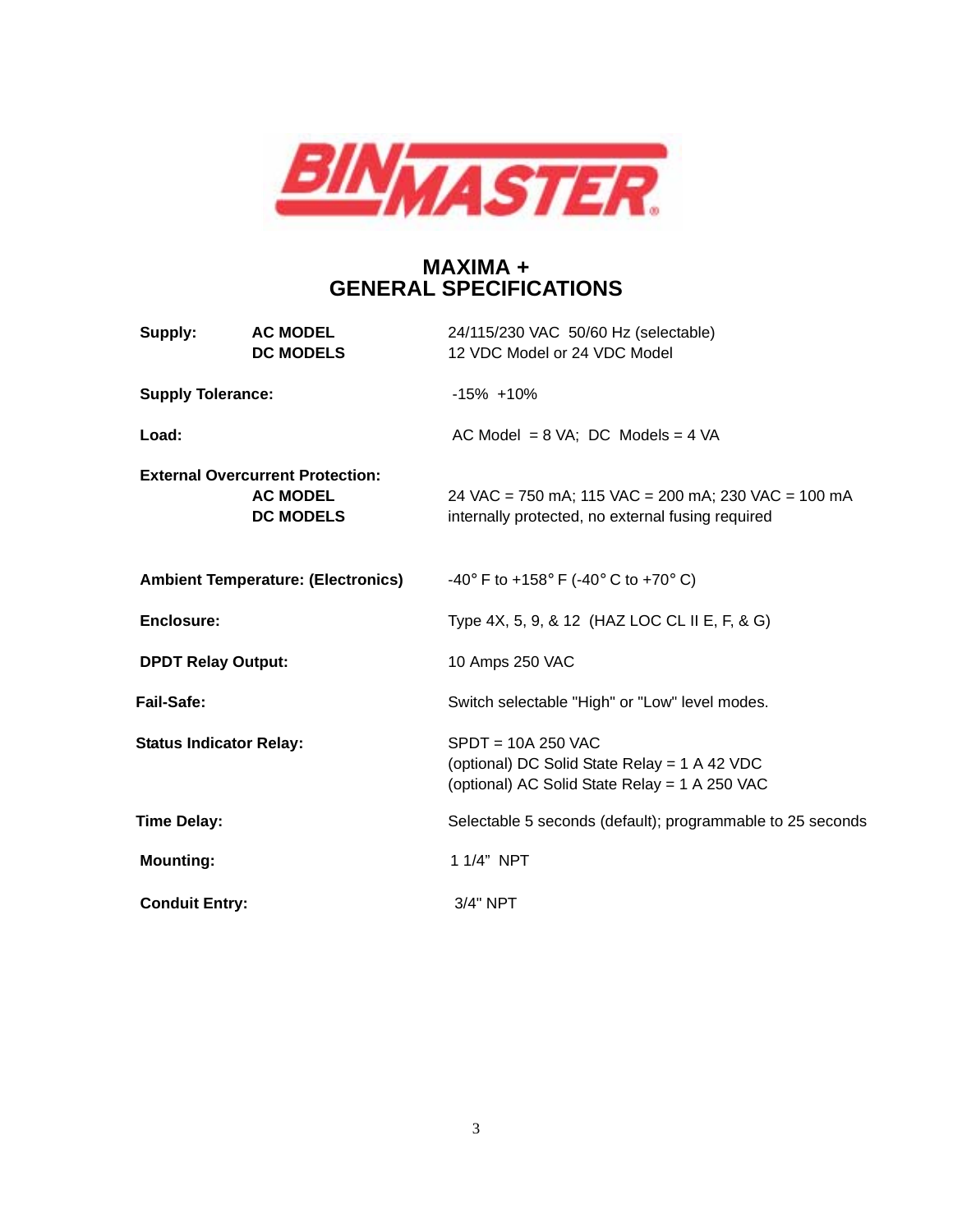BINMASTER

## MAXIMA +
## GENERAL SPECIFICATIONS

| | | |
|---|---|---|
| **Supply:** | **AC MODEL** | 24/115/230 VAC 50/60 Hz (selectable) |
| | **DC MODELS** | 12 VDC Model or 24 VDC Model |
| **Supply Tolerance:** | | -15% +10% |
| **Load:** | | AC Model = 8 VA; DC Models = 4 VA |
| **External Overcurrent Protection:** | | |
| | **AC MODEL** | 24 VAC = 750 mA; 115 VAC = 200 mA; 230 VAC = 100 mA |
| | **DC MODELS** | internally protected, no external fusing required |
| **Ambient Temperature: (Electronics)** | | -40° F to +158° F (-40° C to +70° C) |
| **Enclosure:** | | Type 4X, 5, 9, & 12 (HAZ LOC CL II E, F, & G) |
| **DPDT Relay Output:** | | 10 Amps 250 VAC |
| **Fail-Safe:** | | Switch selectable "High" or "Low" level modes. |
| **Status Indicator Relay:** | | SPDT = 10A 250 VAC<br>(optional) DC Solid State Relay = 1 A 42 VDC<br>(optional) AC Solid State Relay = 1 A 250 VAC |
| **Time Delay:** | | Selectable 5 seconds (default); programmable to 25 seconds |
| **Mounting:** | | 1 1/4" NPT |
| **Conduit Entry:** | | 3/4" NPT |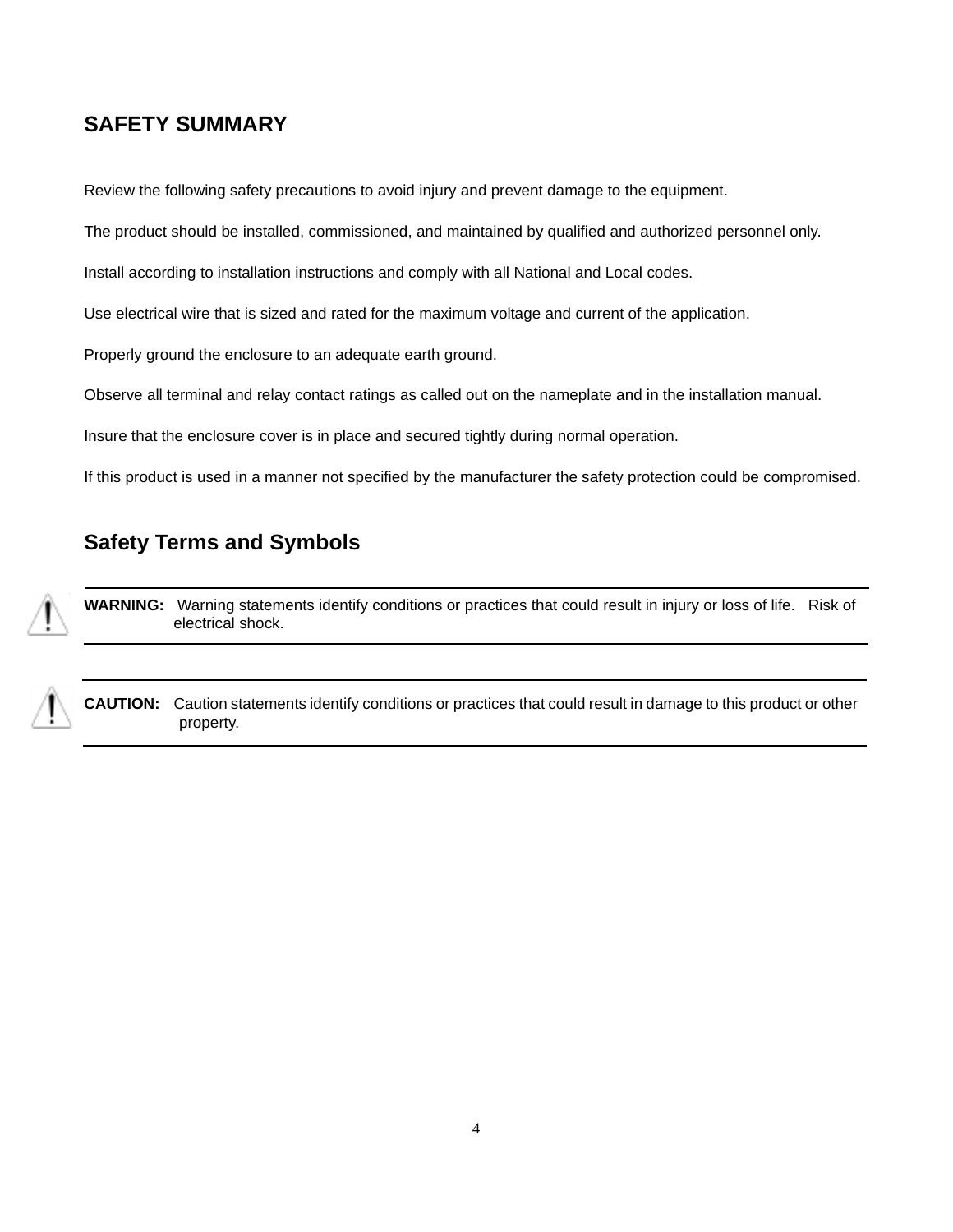## SAFETY SUMMARY

Review the following safety precautions to avoid injury and prevent damage to the equipment.

The product should be installed, commissioned, and maintained by qualified and authorized personnel only.

Install according to installation instructions and comply with all National and Local codes.

Use electrical wire that is sized and rated for the maximum voltage and current of the application.

Properly ground the enclosure to an adequate earth ground.

Observe all terminal and relay contact ratings as called out on the nameplate and in the installation manual.

Insure that the enclosure cover is in place and secured tightly during normal operation.

If this product is used in a manner not specified by the manufacturer the safety protection could be compromised.

## Safety Terms and Symbols

---

**WARNING:** Warning statements identify conditions or practices that could result in injury or loss of life. Risk of electrical shock.

---

**CAUTION:** Caution statements identify conditions or practices that could result in damage to this product or other property.

---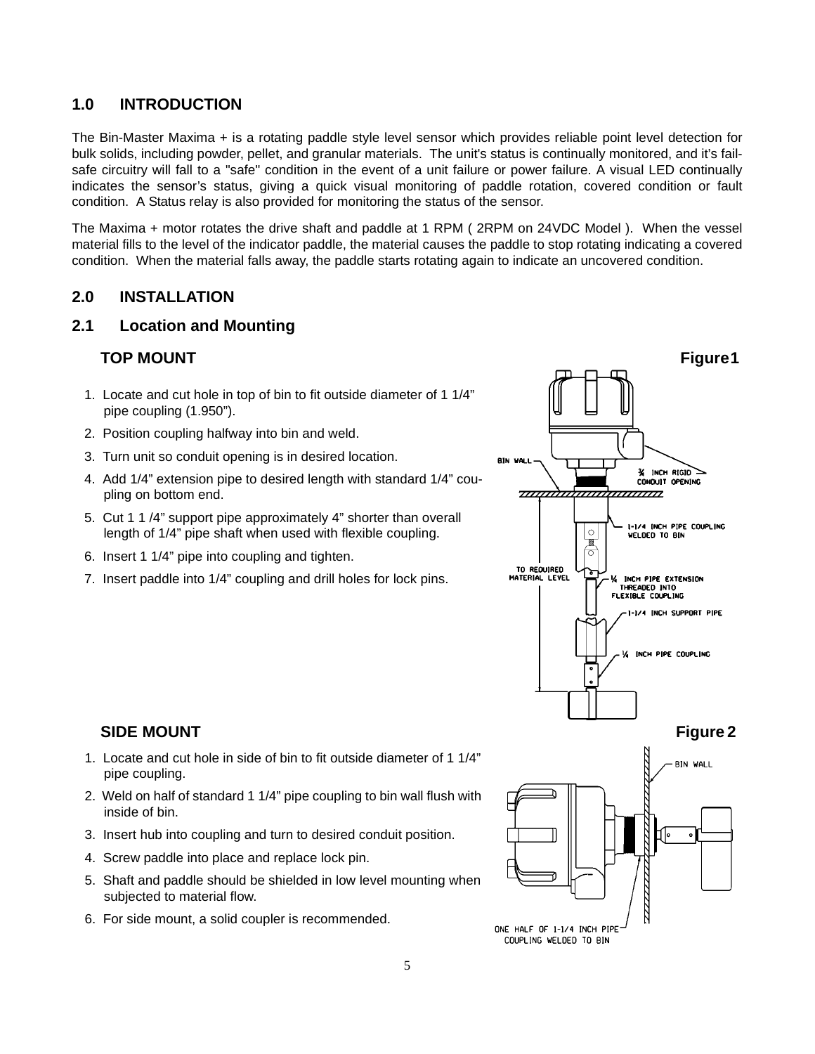## 1.0 INTRODUCTION

The Bin-Master Maxima + is a rotating paddle style level sensor which provides reliable point level detection for bulk solids, including powder, pellet, and granular materials. The unit's status is continually monitored, and it's fail-safe circuitry will fall to a "safe" condition in the event of a unit failure or power failure. A visual LED continually indicates the sensor's status, giving a quick visual monitoring of paddle rotation, covered condition or fault condition. A Status relay is also provided for monitoring the status of the sensor.

The Maxima + motor rotates the drive shaft and paddle at 1 RPM ( 2RPM on 24VDC Model ). When the vessel material fills to the level of the indicator paddle, the material causes the paddle to stop rotating indicating a covered condition. When the material falls away, the paddle starts rotating again to indicate an uncovered condition.

## 2.0 INSTALLATION

### 2.1 Location and Mounting

**TOP MOUNT**

**Figure 1**

1. Locate and cut hole in top of bin to fit outside diameter of 1 1/4" pipe coupling (1.950").
2. Position coupling halfway into bin and weld.
3. Turn unit so conduit opening is in desired location.
4. Add 1/4" extension pipe to desired length with standard 1/4" coupling on bottom end.
5. Cut 1 1 /4" support pipe approximately 4" shorter than overall length of 1/4" pipe shaft when used with flexible coupling.
6. Insert 1 1/4" pipe into coupling and tighten.
7. Insert paddle into 1/4" coupling and drill holes for lock pins.

BIN WALL

3/4 INCH RIGID CONDUIT OPENING

1-1/4 INCH PIPE COUPLING WELDED TO BIN

TO REQUIRED MATERIAL LEVEL

1/4 INCH PIPE EXTENSION THREADED INTO FLEXIBLE COUPLING

1-1/4 INCH SUPPORT PIPE

1/4 INCH PIPE COUPLING

**SIDE MOUNT**

**Figure 2**

1. Locate and cut hole in side of bin to fit outside diameter of 1 1/4" pipe coupling.
2. Weld on half of standard 1 1/4" pipe coupling to bin wall flush with inside of bin.
3. Insert hub into coupling and turn to desired conduit position.
4. Screw paddle into place and replace lock pin.
5. Shaft and paddle should be shielded in low level mounting when subjected to material flow.
6. For side mount, a solid coupler is recommended.

BIN WALL

ONE HALF OF 1-1/4 INCH PIPE COUPLING WELDED TO BIN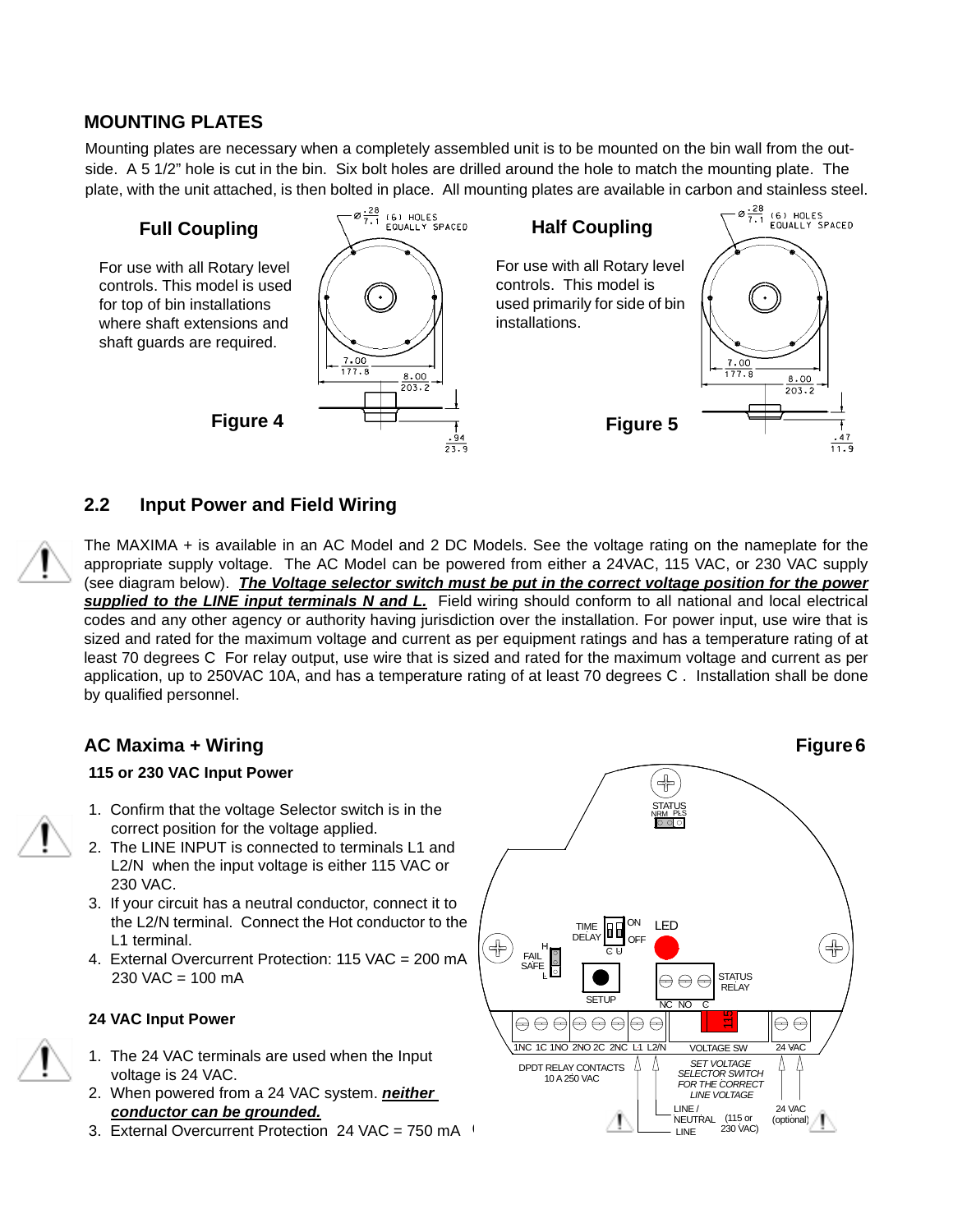## MOUNTING PLATES

Mounting plates are necessary when a completely assembled unit is to be mounted on the bin wall from the outside. A 5 1/2" hole is cut in the bin. Six bolt holes are drilled around the hole to match the mounting plate. The plate, with the unit attached, is then bolted in place. All mounting plates are available in carbon and stainless steel.

### Full Coupling

For use with all Rotary level controls. This model is used for top of bin installations where shaft extensions and shaft guards are required.

Figure 4

### Half Coupling

For use with all Rotary level controls. This model is used primarily for side of bin installations.

Figure 5

## 2.2 Input Power and Field Wiring

The MAXIMA + is available in an AC Model and 2 DC Models. See the voltage rating on the nameplate for the appropriate supply voltage. The AC Model can be powered from either a 24VAC, 115 VAC, or 230 VAC supply (see diagram below). ***The Voltage selector switch must be put in the correct voltage position for the power supplied to the LINE input terminals N and L.*** Field wiring should conform to all national and local electrical codes and any other agency or authority having jurisdiction over the installation. For power input, use wire that is sized and rated for the maximum voltage and current as per equipment ratings and has a temperature rating of at least 70 degrees C For relay output, use wire that is sized and rated for the maximum voltage and current as per application, up to 250VAC 10A, and has a temperature rating of at least 70 degrees C . Installation shall be done by qualified personnel.

### AC Maxima + Wiring

Figure 6

**115 or 230 VAC Input Power**

1. Confirm that the voltage Selector switch is in the correct position for the voltage applied.
2. The LINE INPUT is connected to terminals L1 and L2/N when the input voltage is either 115 VAC or 230 VAC.
3. If your circuit has a neutral conductor, connect it to the L2/N terminal. Connect the Hot conductor to the L1 terminal.
4. External Overcurrent Protection: 115 VAC = 200 mA 230 VAC = 100 mA

**24 VAC Input Power**

1. The 24 VAC terminals are used when the Input voltage is 24 VAC.
2. When powered from a 24 VAC system. ***neither conductor can be grounded.***
3. External Overcurrent Protection 24 VAC = 750 mA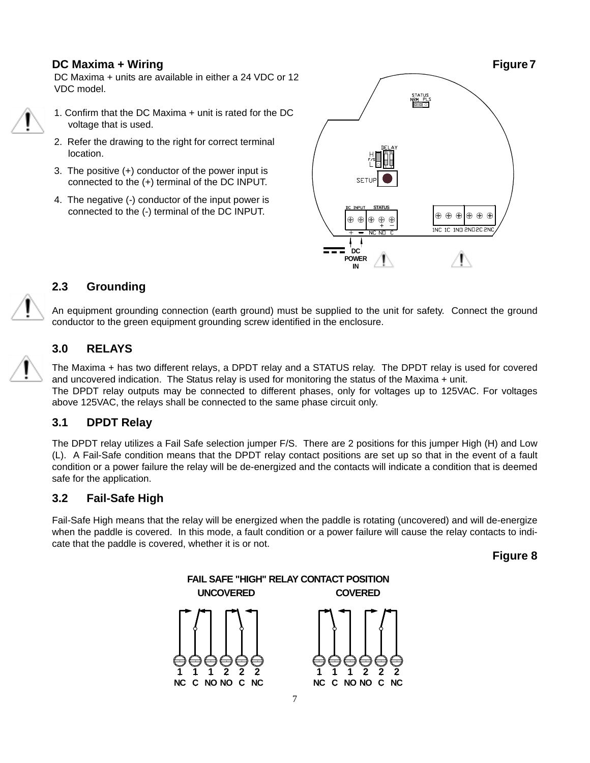## DC Maxima + Wiring

**Figure 7**

DC Maxima + units are available in either a 24 VDC or 12 VDC model.

1. Confirm that the DC Maxima + unit is rated for the DC voltage that is used.
2. Refer the drawing to the right for correct terminal location.
3. The positive (+) conductor of the power input is connected to the (+) terminal of the DC INPUT.
4. The negative (-) conductor of the input power is connected to the (-) terminal of the DC INPUT.

## 2.3 Grounding

An equipment grounding connection (earth ground) must be supplied to the unit for safety. Connect the ground conductor to the green equipment grounding screw identified in the enclosure.

## 3.0 RELAYS

The Maxima + has two different relays, a DPDT relay and a STATUS relay. The DPDT relay is used for covered and uncovered indication. The Status relay is used for monitoring the status of the Maxima + unit.
The DPDT relay outputs may be connected to different phases, only for voltages up to 125VAC. For voltages above 125VAC, the relays shall be connected to the same phase circuit only.

## 3.1 DPDT Relay

The DPDT relay utilizes a Fail Safe selection jumper F/S. There are 2 positions for this jumper High (H) and Low (L). A Fail-Safe condition means that the DPDT relay contact positions are set up so that in the event of a fault condition or a power failure the relay will be de-energized and the contacts will indicate a condition that is deemed safe for the application.

## 3.2 Fail-Safe High

Fail-Safe High means that the relay will be energized when the paddle is rotating (uncovered) and will de-energize when the paddle is covered. In this mode, a fault condition or a power failure will cause the relay contacts to indicate that the paddle is covered, whether it is or not.

**Figure 8**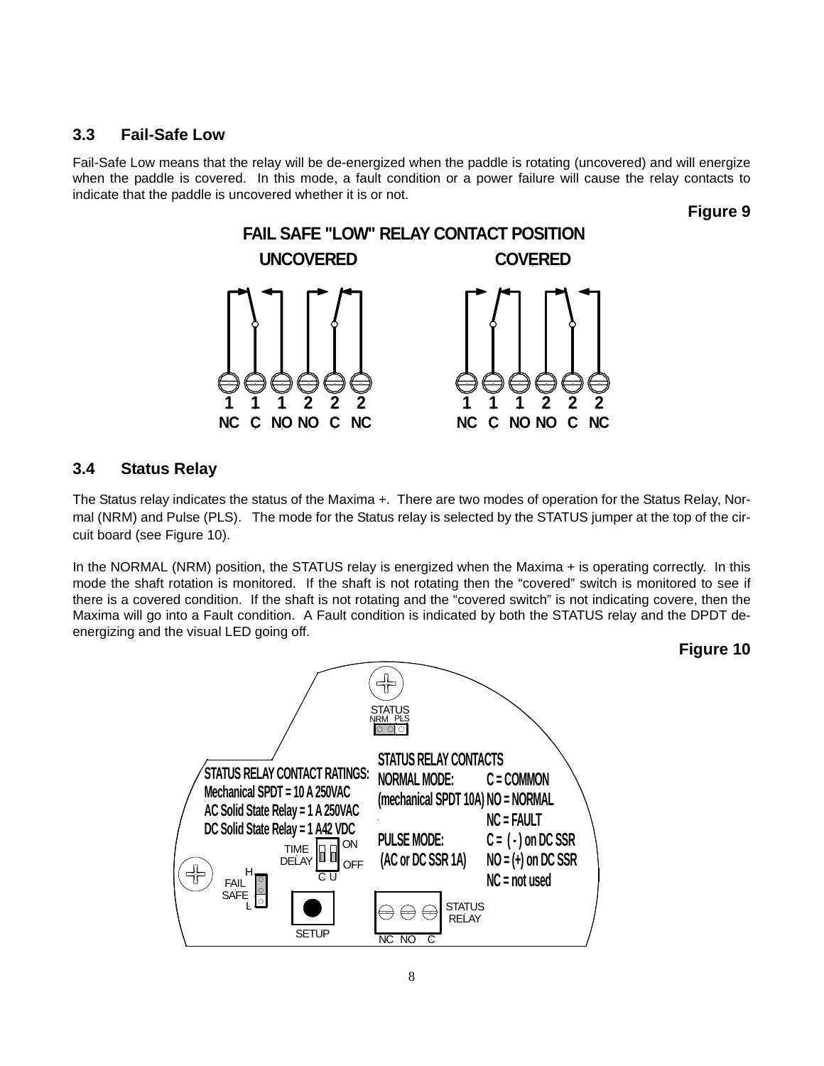## 3.3 Fail-Safe Low

Fail-Safe Low means that the relay will be de-energized when the paddle is rotating (uncovered) and will energize when the paddle is covered. In this mode, a fault condition or a power failure will cause the relay contacts to indicate that the paddle is uncovered whether it is or not.

**Figure 9**

**FAIL SAFE "LOW" RELAY CONTACT POSITION**

**UNCOVERED** — 1 NC, 1 C, 1 NO, 2 NO, 2 C, 2 NC

**COVERED** — 1 NC, 1 C, 1 NO, 2 NO, 2 C, 2 NC

## 3.4 Status Relay

The Status relay indicates the status of the Maxima +. There are two modes of operation for the Status Relay, Normal (NRM) and Pulse (PLS). The mode for the Status relay is selected by the STATUS jumper at the top of the circuit board (see Figure 10).

In the NORMAL (NRM) position, the STATUS relay is energized when the Maxima + is operating correctly. In this mode the shaft rotation is monitored. If the shaft is not rotating then the “covered” switch is monitored to see if there is a covered condition. If the shaft is not rotating and the “covered switch” is not indicating covere, then the Maxima will go into a Fault condition. A Fault condition is indicated by both the STATUS relay and the DPDT de-energizing and the visual LED going off.

**Figure 10**

STATUS: NRM PLS

**STATUS RELAY CONTACT RATINGS:**
**Mechanical SPDT = 10 A 250VAC**
**AC Solid State Relay = 1 A 250VAC**
**DC Solid State Relay = 1 A42 VDC**

**STATUS RELAY CONTACTS**
**NORMAL MODE: (mechanical SPDT 10A)** C = COMMON, NO = NORMAL, NC = FAULT
**PULSE MODE: (AC or DC SSR 1A)** C = ( - ) on DC SSR, NO = (+) on DC SSR, NC = not used

TIME DELAY (C U) — ON / OFF

FAIL SAFE — H / L

SETUP

STATUS RELAY — NC NO C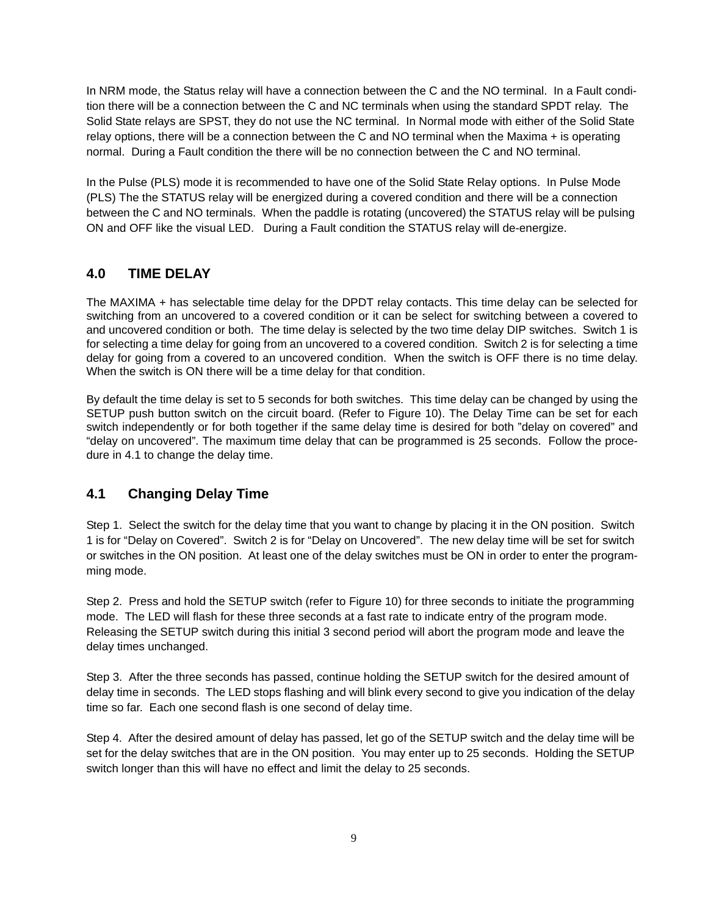In NRM mode, the Status relay will have a connection between the C and the NO terminal. In a Fault condition there will be a connection between the C and NC terminals when using the standard SPDT relay. The Solid State relays are SPST, they do not use the NC terminal. In Normal mode with either of the Solid State relay options, there will be a connection between the C and NO terminal when the Maxima + is operating normal. During a Fault condition the there will be no connection between the C and NO terminal.

In the Pulse (PLS) mode it is recommended to have one of the Solid State Relay options. In Pulse Mode (PLS) The the STATUS relay will be energized during a covered condition and there will be a connection between the C and NO terminals. When the paddle is rotating (uncovered) the STATUS relay will be pulsing ON and OFF like the visual LED. During a Fault condition the STATUS relay will de-energize.

## 4.0 TIME DELAY

The MAXIMA + has selectable time delay for the DPDT relay contacts. This time delay can be selected for switching from an uncovered to a covered condition or it can be select for switching between a covered to and uncovered condition or both. The time delay is selected by the two time delay DIP switches. Switch 1 is for selecting a time delay for going from an uncovered to a covered condition. Switch 2 is for selecting a time delay for going from a covered to an uncovered condition. When the switch is OFF there is no time delay. When the switch is ON there will be a time delay for that condition.

By default the time delay is set to 5 seconds for both switches. This time delay can be changed by using the SETUP push button switch on the circuit board. (Refer to Figure 10). The Delay Time can be set for each switch independently or for both together if the same delay time is desired for both "delay on covered" and "delay on uncovered". The maximum time delay that can be programmed is 25 seconds. Follow the procedure in 4.1 to change the delay time.

## 4.1 Changing Delay Time

Step 1. Select the switch for the delay time that you want to change by placing it in the ON position. Switch 1 is for "Delay on Covered". Switch 2 is for "Delay on Uncovered". The new delay time will be set for switch or switches in the ON position. At least one of the delay switches must be ON in order to enter the programming mode.

Step 2. Press and hold the SETUP switch (refer to Figure 10) for three seconds to initiate the programming mode. The LED will flash for these three seconds at a fast rate to indicate entry of the program mode. Releasing the SETUP switch during this initial 3 second period will abort the program mode and leave the delay times unchanged.

Step 3. After the three seconds has passed, continue holding the SETUP switch for the desired amount of delay time in seconds. The LED stops flashing and will blink every second to give you indication of the delay time so far. Each one second flash is one second of delay time.

Step 4. After the desired amount of delay has passed, let go of the SETUP switch and the delay time will be set for the delay switches that are in the ON position. You may enter up to 25 seconds. Holding the SETUP switch longer than this will have no effect and limit the delay to 25 seconds.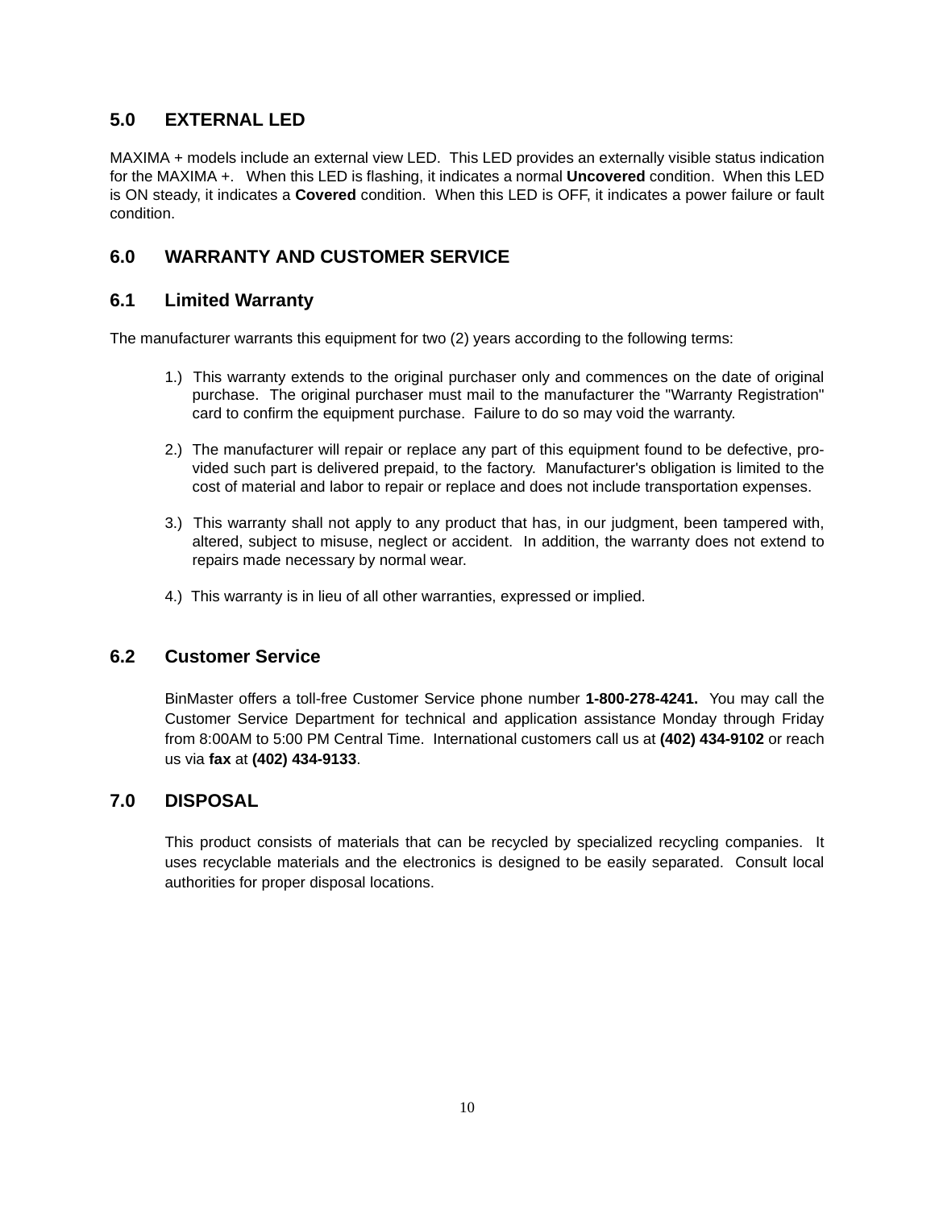## 5.0 EXTERNAL LED

MAXIMA + models include an external view LED. This LED provides an externally visible status indication for the MAXIMA +. When this LED is flashing, it indicates a normal **Uncovered** condition. When this LED is ON steady, it indicates a **Covered** condition. When this LED is OFF, it indicates a power failure or fault condition.

## 6.0 WARRANTY AND CUSTOMER SERVICE

### 6.1 Limited Warranty

The manufacturer warrants this equipment for two (2) years according to the following terms:

1.) This warranty extends to the original purchaser only and commences on the date of original purchase. The original purchaser must mail to the manufacturer the "Warranty Registration" card to confirm the equipment purchase. Failure to do so may void the warranty.

2.) The manufacturer will repair or replace any part of this equipment found to be defective, provided such part is delivered prepaid, to the factory. Manufacturer's obligation is limited to the cost of material and labor to repair or replace and does not include transportation expenses.

3.) This warranty shall not apply to any product that has, in our judgment, been tampered with, altered, subject to misuse, neglect or accident. In addition, the warranty does not extend to repairs made necessary by normal wear.

4.) This warranty is in lieu of all other warranties, expressed or implied.

### 6.2 Customer Service

BinMaster offers a toll-free Customer Service phone number **1-800-278-4241.** You may call the Customer Service Department for technical and application assistance Monday through Friday from 8:00AM to 5:00 PM Central Time. International customers call us at **(402) 434-9102** or reach us via **fax** at **(402) 434-9133**.

## 7.0 DISPOSAL

This product consists of materials that can be recycled by specialized recycling companies. It uses recyclable materials and the electronics is designed to be easily separated. Consult local authorities for proper disposal locations.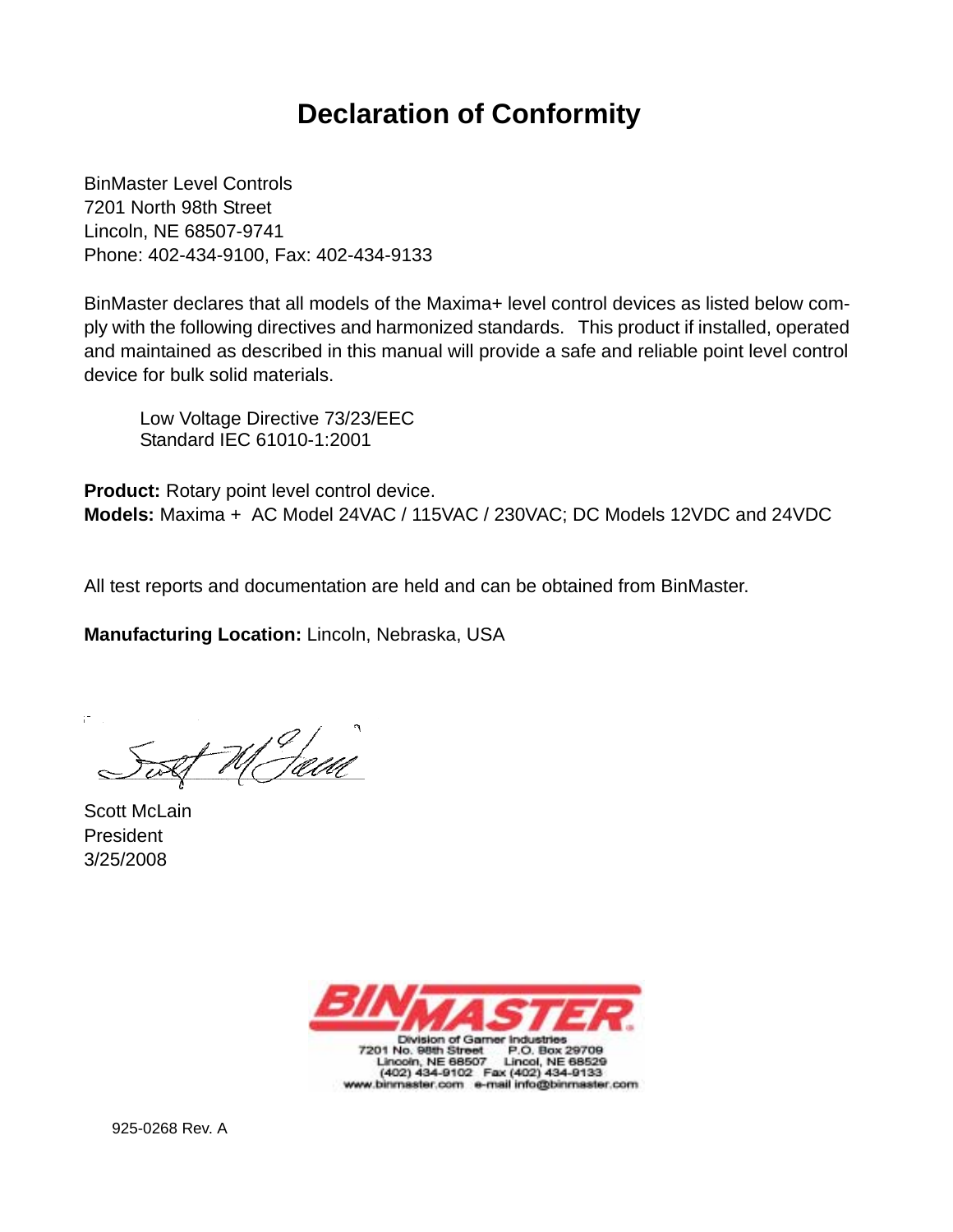# Declaration of Conformity

BinMaster Level Controls
7201 North 98th Street
Lincoln, NE 68507-9741
Phone: 402-434-9100, Fax: 402-434-9133

BinMaster declares that all models of the Maxima+ level control devices as listed below comply with the following directives and harmonized standards. This product if installed, operated and maintained as described in this manual will provide a safe and reliable point level control device for bulk solid materials.

Low Voltage Directive 73/23/EEC
Standard IEC 61010-1:2001

**Product:** Rotary point level control device.
**Models:** Maxima + AC Model 24VAC / 115VAC / 230VAC; DC Models 12VDC and 24VDC

All test reports and documentation are held and can be obtained from BinMaster.

**Manufacturing Location:** Lincoln, Nebraska, USA

Scott McLain
President
3/25/2008

BINMASTER
Division of Garner Industries
7201 No. 98th Street P.O. Box 29709
Lincoln, NE 68507 Lincol, NE 68529
(402) 434-9102 Fax (402) 434-9133
www.binmaster.com e-mail info@binmaster.com

925-0268 Rev. A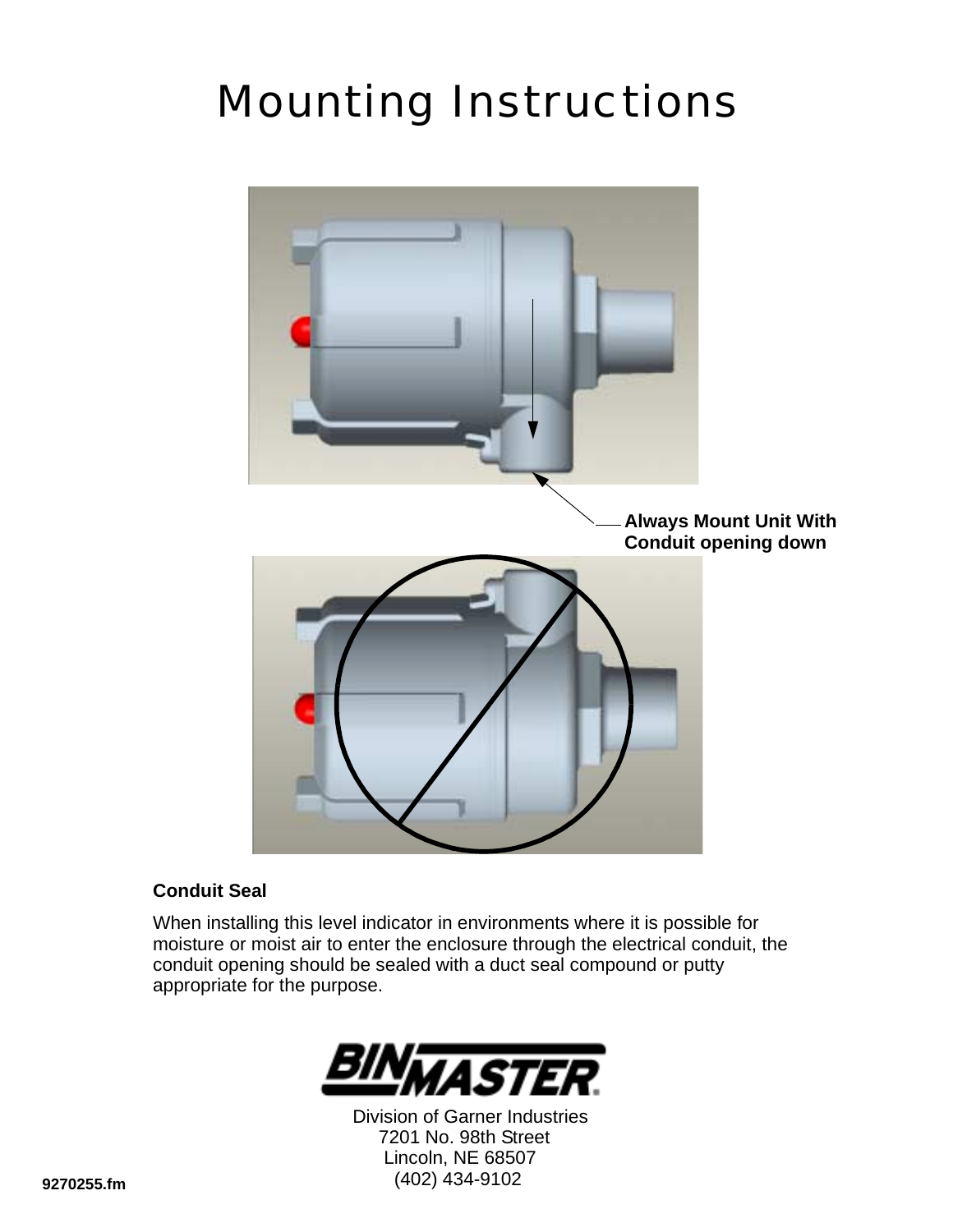# Mounting Instructions

Always Mount Unit With
Conduit opening down

**Conduit Seal**

When installing this level indicator in environments where it is possible for moisture or moist air to enter the enclosure through the electrical conduit, the conduit opening should be sealed with a duct seal compound or putty appropriate for the purpose.

BINMASTER

Division of Garner Industries
7201 No. 98th Street
Lincoln, NE 68507
(402) 434-9102

9270255.fm